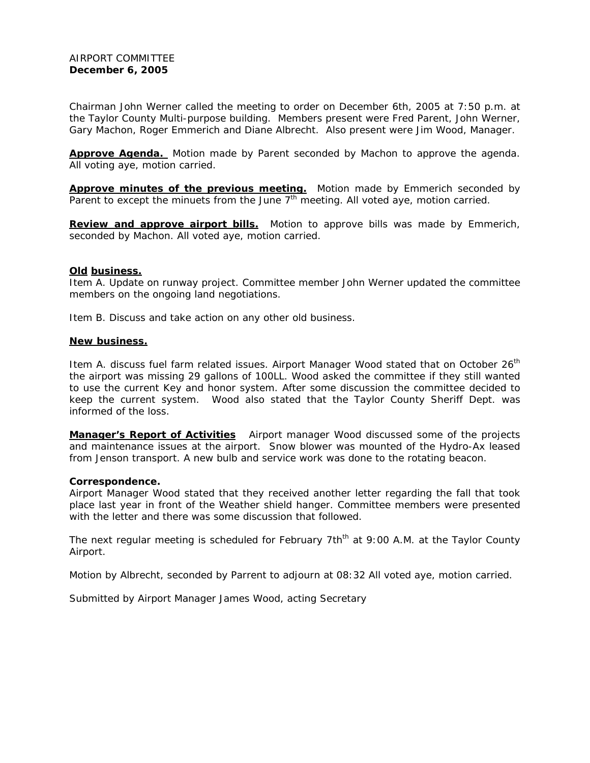AIRPORT COMMITTEE
**December 6, 2005**

Chairman John Werner called the meeting to order on December 6th, 2005 at 7:50 p.m. at the Taylor County Multi-purpose building. Members present were Fred Parent, John Werner, Gary Machon, Roger Emmerich and Diane Albrecht. Also present were Jim Wood, Manager.

**Approve Agenda.** Motion made by Parent seconded by Machon to approve the agenda. All voting aye, motion carried.

**Approve minutes of the previous meeting.** Motion made by Emmerich seconded by Parent to except the minuets from the June 7th meeting. All voted aye, motion carried.

**Review and approve airport bills.** Motion to approve bills was made by Emmerich, seconded by Machon. All voted aye, motion carried.

**Old business.**

Item A. Update on runway project. Committee member John Werner updated the committee members on the ongoing land negotiations.

Item B. Discuss and take action on any other old business.

**New business.**

Item A. discuss fuel farm related issues. Airport Manager Wood stated that on October 26th the airport was missing 29 gallons of 100LL. Wood asked the committee if they still wanted to use the current Key and honor system. After some discussion the committee decided to keep the current system. Wood also stated that the Taylor County Sheriff Dept. was informed of the loss.

**Manager's Report of Activities** Airport manager Wood discussed some of the projects and maintenance issues at the airport. Snow blower was mounted of the Hydro-Ax leased from Jenson transport. A new bulb and service work was done to the rotating beacon.

**Correspondence.**

Airport Manager Wood stated that they received another letter regarding the fall that took place last year in front of the Weather shield hanger. Committee members were presented with the letter and there was some discussion that followed.

The next regular meeting is scheduled for February 7thth at 9:00 A.M. at the Taylor County Airport.

Motion by Albrecht, seconded by Parrent to adjourn at 08:32 All voted aye, motion carried.

Submitted by Airport Manager James Wood, acting Secretary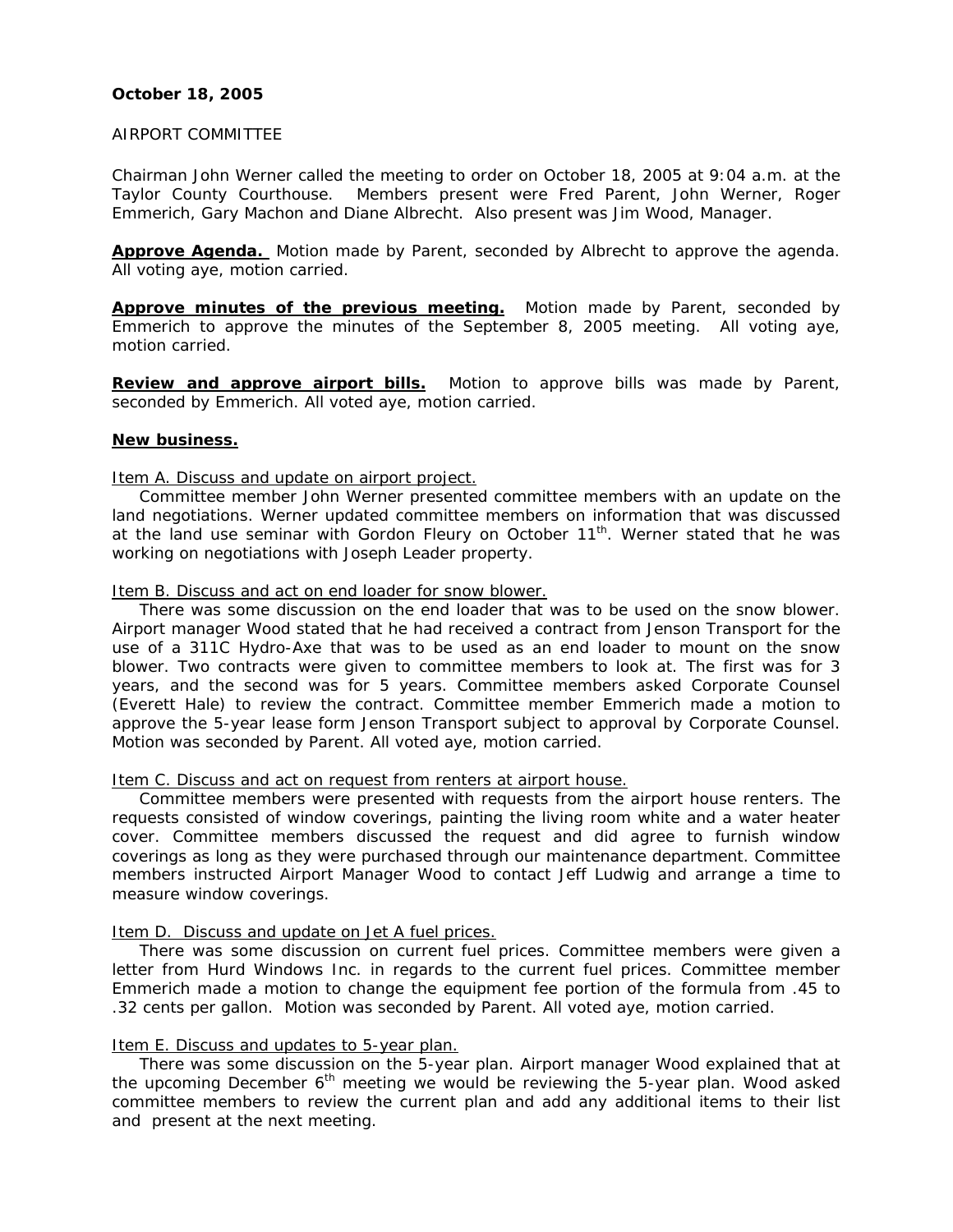**October 18, 2005**

AIRPORT COMMITTEE

Chairman John Werner called the meeting to order on October 18, 2005 at 9:04 a.m. at the Taylor County Courthouse. Members present were Fred Parent, John Werner, Roger Emmerich, Gary Machon and Diane Albrecht. Also present was Jim Wood, Manager.

**Approve Agenda.** Motion made by Parent, seconded by Albrecht to approve the agenda. All voting aye, motion carried.

**Approve minutes of the previous meeting.** Motion made by Parent, seconded by Emmerich to approve the minutes of the September 8, 2005 meeting. All voting aye, motion carried.

**Review and approve airport bills.** Motion to approve bills was made by Parent, seconded by Emmerich. All voted aye, motion carried.

**New business.**

Item A. Discuss and update on airport project.

Committee member John Werner presented committee members with an update on the land negotiations. Werner updated committee members on information that was discussed at the land use seminar with Gordon Fleury on October 11th. Werner stated that he was working on negotiations with Joseph Leader property.

Item B. Discuss and act on end loader for snow blower.

There was some discussion on the end loader that was to be used on the snow blower. Airport manager Wood stated that he had received a contract from Jenson Transport for the use of a 311C Hydro-Axe that was to be used as an end loader to mount on the snow blower. Two contracts were given to committee members to look at. The first was for 3 years, and the second was for 5 years. Committee members asked Corporate Counsel (Everett Hale) to review the contract. Committee member Emmerich made a motion to approve the 5-year lease form Jenson Transport subject to approval by Corporate Counsel. Motion was seconded by Parent. All voted aye, motion carried.

Item C. Discuss and act on request from renters at airport house.

Committee members were presented with requests from the airport house renters. The requests consisted of window coverings, painting the living room white and a water heater cover. Committee members discussed the request and did agree to furnish window coverings as long as they were purchased through our maintenance department. Committee members instructed Airport Manager Wood to contact Jeff Ludwig and arrange a time to measure window coverings.

Item D. Discuss and update on Jet A fuel prices.

There was some discussion on current fuel prices. Committee members were given a letter from Hurd Windows Inc. in regards to the current fuel prices. Committee member Emmerich made a motion to change the equipment fee portion of the formula from .45 to .32 cents per gallon. Motion was seconded by Parent. All voted aye, motion carried.

Item E. Discuss and updates to 5-year plan.

There was some discussion on the 5-year plan. Airport manager Wood explained that at the upcoming December 6th meeting we would be reviewing the 5-year plan. Wood asked committee members to review the current plan and add any additional items to their list and present at the next meeting.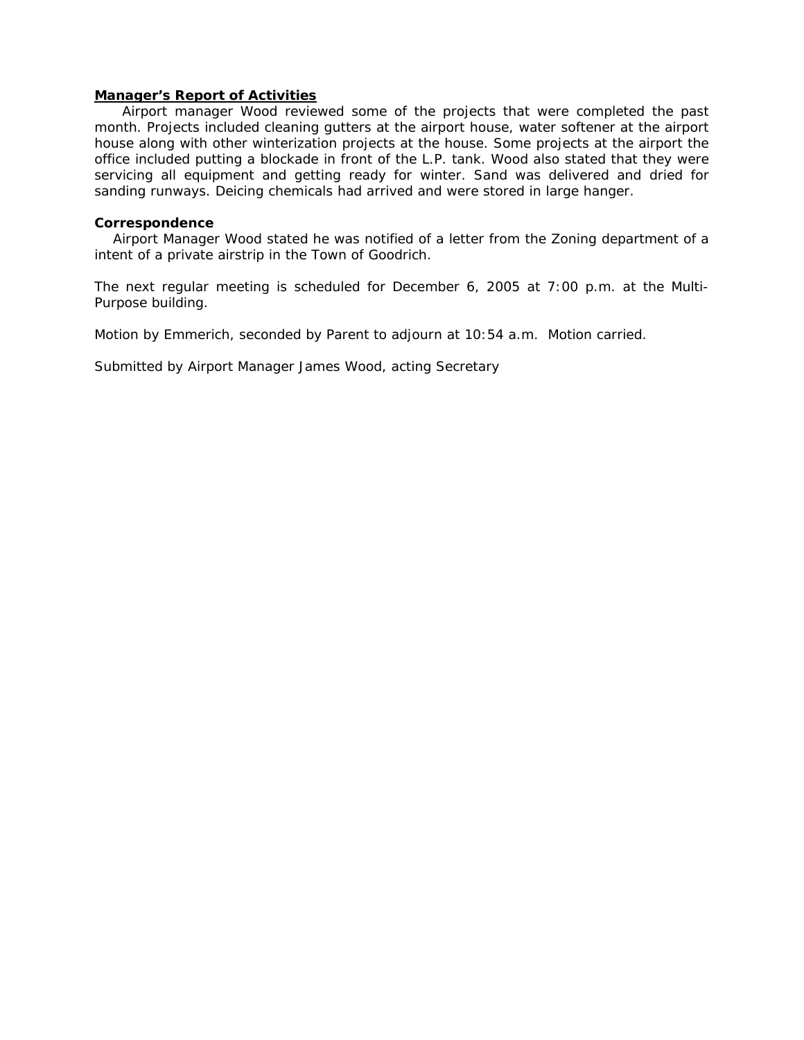**<u>Manager's Report of Activities</u>**

Airport manager Wood reviewed some of the projects that were completed the past month. Projects included cleaning gutters at the airport house, water softener at the airport house along with other winterization projects at the house. Some projects at the airport the office included putting a blockade in front of the L.P. tank. Wood also stated that they were servicing all equipment and getting ready for winter. Sand was delivered and dried for sanding runways. Deicing chemicals had arrived and were stored in large hanger.

**Correspondence**

Airport Manager Wood stated he was notified of a letter from the Zoning department of a intent of a private airstrip in the Town of Goodrich.

The next regular meeting is scheduled for December 6, 2005 at 7:00 p.m. at the Multi-Purpose building.

Motion by Emmerich, seconded by Parent to adjourn at 10:54 a.m. Motion carried.

Submitted by Airport Manager James Wood, acting Secretary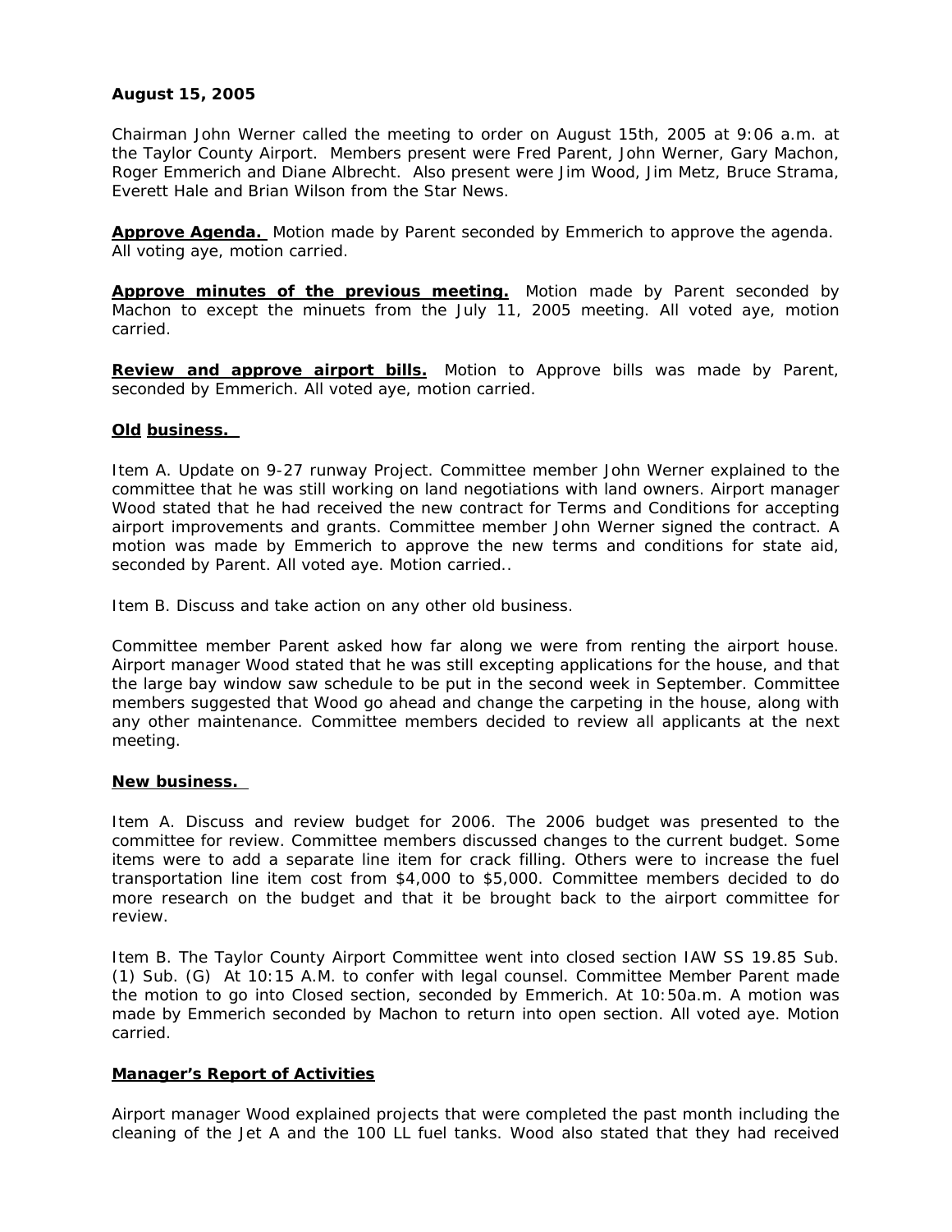**August 15, 2005**

Chairman John Werner called the meeting to order on August 15th, 2005 at 9:06 a.m. at the Taylor County Airport. Members present were Fred Parent, John Werner, Gary Machon, Roger Emmerich and Diane Albrecht. Also present were Jim Wood, Jim Metz, Bruce Strama, Everett Hale and Brian Wilson from the Star News.

**Approve Agenda.** Motion made by Parent seconded by Emmerich to approve the agenda. All voting aye, motion carried.

**Approve minutes of the previous meeting.** Motion made by Parent seconded by Machon to except the minuets from the July 11, 2005 meeting. All voted aye, motion carried.

**Review and approve airport bills.** Motion to Approve bills was made by Parent, seconded by Emmerich. All voted aye, motion carried.

**Old business.**

Item A. Update on 9-27 runway Project. Committee member John Werner explained to the committee that he was still working on land negotiations with land owners. Airport manager Wood stated that he had received the new contract for Terms and Conditions for accepting airport improvements and grants. Committee member John Werner signed the contract. A motion was made by Emmerich to approve the new terms and conditions for state aid, seconded by Parent. All voted aye. Motion carried..

Item B. Discuss and take action on any other old business.

Committee member Parent asked how far along we were from renting the airport house. Airport manager Wood stated that he was still excepting applications for the house, and that the large bay window saw schedule to be put in the second week in September. Committee members suggested that Wood go ahead and change the carpeting in the house, along with any other maintenance. Committee members decided to review all applicants at the next meeting.

**New business.**

Item A. Discuss and review budget for 2006. The 2006 budget was presented to the committee for review. Committee members discussed changes to the current budget. Some items were to add a separate line item for crack filling. Others were to increase the fuel transportation line item cost from $4,000 to $5,000. Committee members decided to do more research on the budget and that it be brought back to the airport committee for review.

Item B. The Taylor County Airport Committee went into closed section IAW SS 19.85 Sub. (1) Sub. (G) At 10:15 A.M. to confer with legal counsel. Committee Member Parent made the motion to go into Closed section, seconded by Emmerich. At 10:50a.m. A motion was made by Emmerich seconded by Machon to return into open section. All voted aye. Motion carried.

**Manager's Report of Activities**

Airport manager Wood explained projects that were completed the past month including the cleaning of the Jet A and the 100 LL fuel tanks. Wood also stated that they had received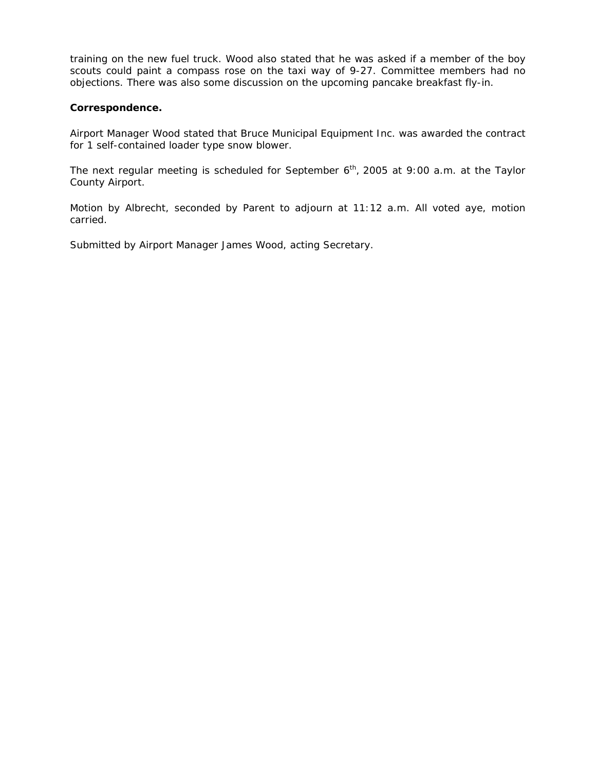training on the new fuel truck. Wood also stated that he was asked if a member of the boy scouts could paint a compass rose on the taxi way of 9-27. Committee members had no objections. There was also some discussion on the upcoming pancake breakfast fly-in.

**Correspondence.**

Airport Manager Wood stated that Bruce Municipal Equipment Inc. was awarded the contract for 1 self-contained loader type snow blower.

The next regular meeting is scheduled for September 6th, 2005 at 9:00 a.m. at the Taylor County Airport.

Motion by Albrecht, seconded by Parent to adjourn at 11:12 a.m. All voted aye, motion carried.

Submitted by Airport Manager James Wood, acting Secretary.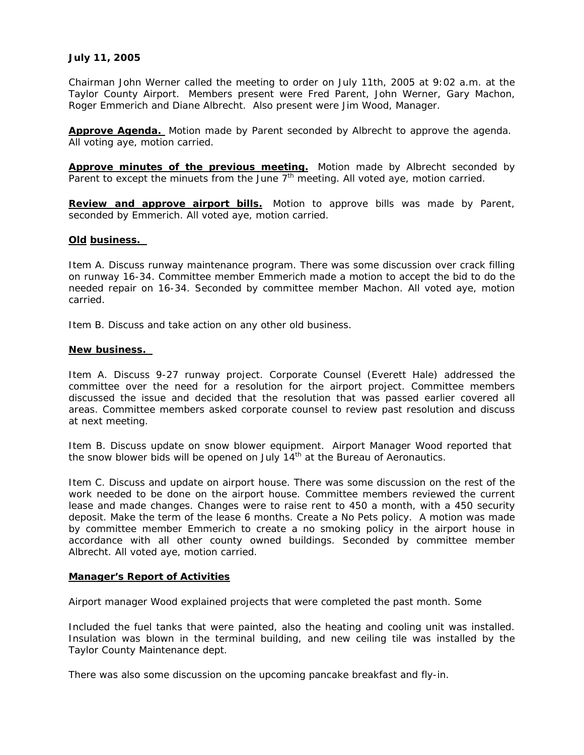**July 11, 2005**

Chairman John Werner called the meeting to order on July 11th, 2005 at 9:02 a.m. at the Taylor County Airport. Members present were Fred Parent, John Werner, Gary Machon, Roger Emmerich and Diane Albrecht. Also present were Jim Wood, Manager.

**Approve Agenda.** Motion made by Parent seconded by Albrecht to approve the agenda. All voting aye, motion carried.

**Approve minutes of the previous meeting.** Motion made by Albrecht seconded by Parent to except the minuets from the June 7th meeting. All voted aye, motion carried.

**Review and approve airport bills.** Motion to approve bills was made by Parent, seconded by Emmerich. All voted aye, motion carried.

**Old business.**

Item A. Discuss runway maintenance program. There was some discussion over crack filling on runway 16-34. Committee member Emmerich made a motion to accept the bid to do the needed repair on 16-34. Seconded by committee member Machon. All voted aye, motion carried.

Item B. Discuss and take action on any other old business.

**New business.**

Item A. Discuss 9-27 runway project. Corporate Counsel (Everett Hale) addressed the committee over the need for a resolution for the airport project. Committee members discussed the issue and decided that the resolution that was passed earlier covered all areas. Committee members asked corporate counsel to review past resolution and discuss at next meeting.

Item B. Discuss update on snow blower equipment. Airport Manager Wood reported that the snow blower bids will be opened on July 14th at the Bureau of Aeronautics.

Item C. Discuss and update on airport house. There was some discussion on the rest of the work needed to be done on the airport house. Committee members reviewed the current lease and made changes. Changes were to raise rent to 450 a month, with a 450 security deposit. Make the term of the lease 6 months. Create a No Pets policy. A motion was made by committee member Emmerich to create a no smoking policy in the airport house in accordance with all other county owned buildings. Seconded by committee member Albrecht. All voted aye, motion carried.

**Manager's Report of Activities**

Airport manager Wood explained projects that were completed the past month. Some

Included the fuel tanks that were painted, also the heating and cooling unit was installed. Insulation was blown in the terminal building, and new ceiling tile was installed by the Taylor County Maintenance dept.

There was also some discussion on the upcoming pancake breakfast and fly-in.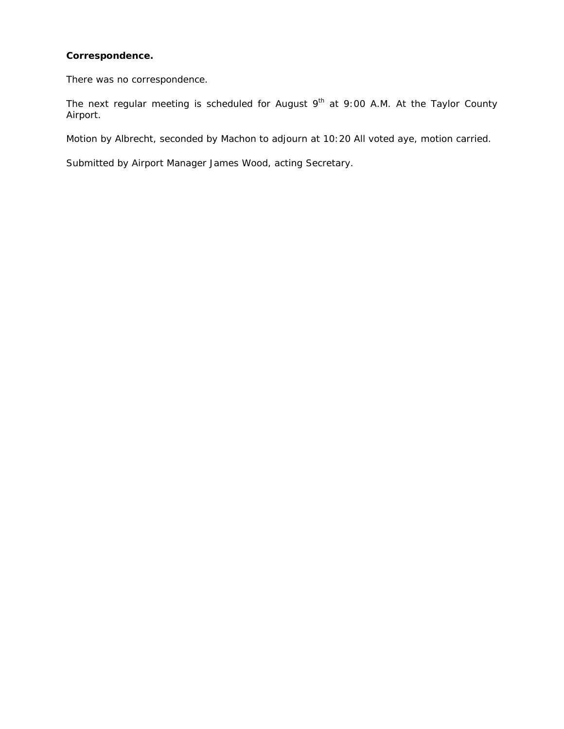**Correspondence.**

There was no correspondence.

The next regular meeting is scheduled for August 9th at 9:00 A.M. At the Taylor County Airport.

Motion by Albrecht, seconded by Machon to adjourn at 10:20 All voted aye, motion carried.

Submitted by Airport Manager James Wood, acting Secretary.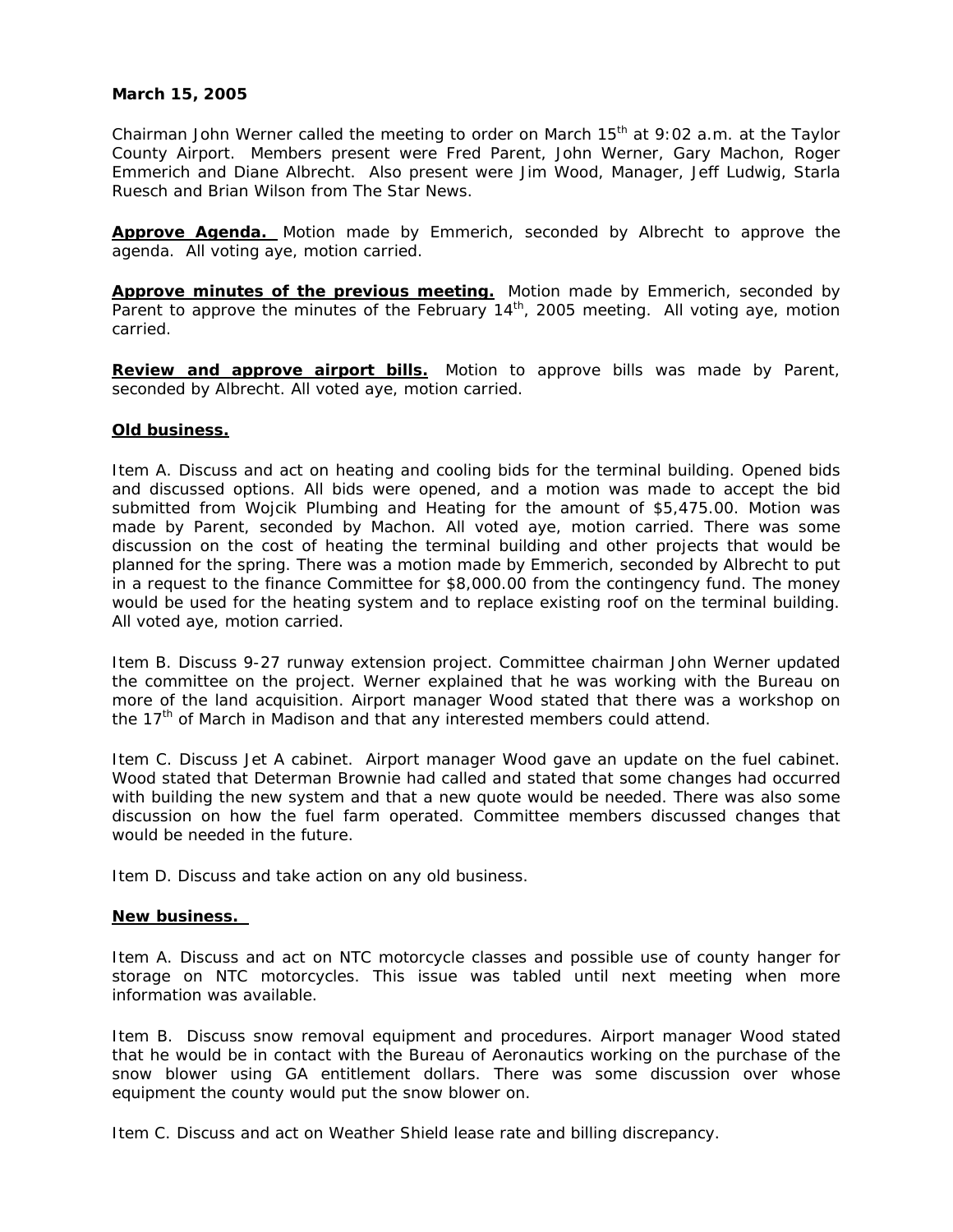**March 15, 2005**

Chairman John Werner called the meeting to order on March 15th at 9:02 a.m. at the Taylor County Airport. Members present were Fred Parent, John Werner, Gary Machon, Roger Emmerich and Diane Albrecht. Also present were Jim Wood, Manager, Jeff Ludwig, Starla Ruesch and Brian Wilson from The Star News.

**Approve Agenda.** Motion made by Emmerich, seconded by Albrecht to approve the agenda. All voting aye, motion carried.

**Approve minutes of the previous meeting.** Motion made by Emmerich, seconded by Parent to approve the minutes of the February 14th, 2005 meeting. All voting aye, motion carried.

**Review and approve airport bills.** Motion to approve bills was made by Parent, seconded by Albrecht. All voted aye, motion carried.

**Old business.**

Item A. Discuss and act on heating and cooling bids for the terminal building. Opened bids and discussed options. All bids were opened, and a motion was made to accept the bid submitted from Wojcik Plumbing and Heating for the amount of $5,475.00. Motion was made by Parent, seconded by Machon. All voted aye, motion carried. There was some discussion on the cost of heating the terminal building and other projects that would be planned for the spring. There was a motion made by Emmerich, seconded by Albrecht to put in a request to the finance Committee for $8,000.00 from the contingency fund. The money would be used for the heating system and to replace existing roof on the terminal building. All voted aye, motion carried.

Item B. Discuss 9-27 runway extension project. Committee chairman John Werner updated the committee on the project. Werner explained that he was working with the Bureau on more of the land acquisition. Airport manager Wood stated that there was a workshop on the 17th of March in Madison and that any interested members could attend.

Item C. Discuss Jet A cabinet. Airport manager Wood gave an update on the fuel cabinet. Wood stated that Determan Brownie had called and stated that some changes had occurred with building the new system and that a new quote would be needed. There was also some discussion on how the fuel farm operated. Committee members discussed changes that would be needed in the future.

Item D. Discuss and take action on any old business.

**New business.**

Item A. Discuss and act on NTC motorcycle classes and possible use of county hanger for storage on NTC motorcycles. This issue was tabled until next meeting when more information was available.

Item B. Discuss snow removal equipment and procedures. Airport manager Wood stated that he would be in contact with the Bureau of Aeronautics working on the purchase of the snow blower using GA entitlement dollars. There was some discussion over whose equipment the county would put the snow blower on.

Item C. Discuss and act on Weather Shield lease rate and billing discrepancy.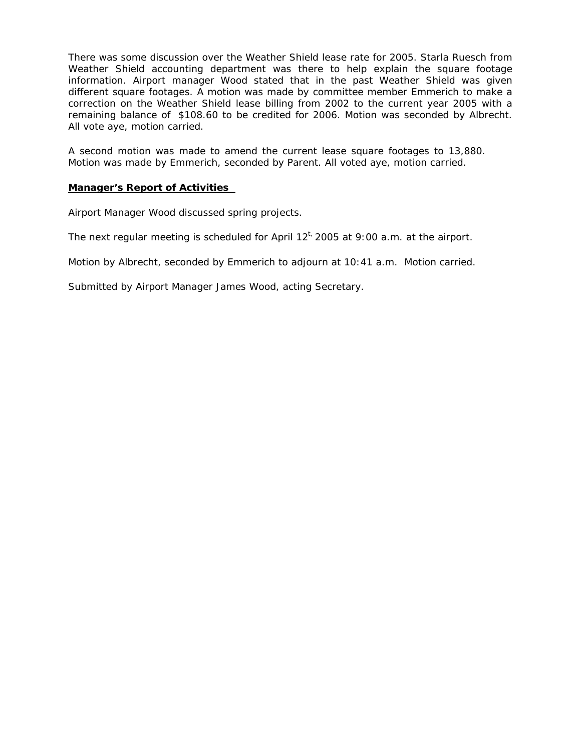There was some discussion over the Weather Shield lease rate for 2005. Starla Ruesch from Weather Shield accounting department was there to help explain the square footage information. Airport manager Wood stated that in the past Weather Shield was given different square footages. A motion was made by committee member Emmerich to make a correction on the Weather Shield lease billing from 2002 to the current year 2005 with a remaining balance of $108.60 to be credited for 2006. Motion was seconded by Albrecht. All vote aye, motion carried.

A second motion was made to amend the current lease square footages to 13,880. Motion was made by Emmerich, seconded by Parent. All voted aye, motion carried.

**Manager's Report of Activities**

Airport Manager Wood discussed spring projects.

The next regular meeting is scheduled for April 12[t,] 2005 at 9:00 a.m. at the airport.

Motion by Albrecht, seconded by Emmerich to adjourn at 10:41 a.m. Motion carried.

Submitted by Airport Manager James Wood, acting Secretary.